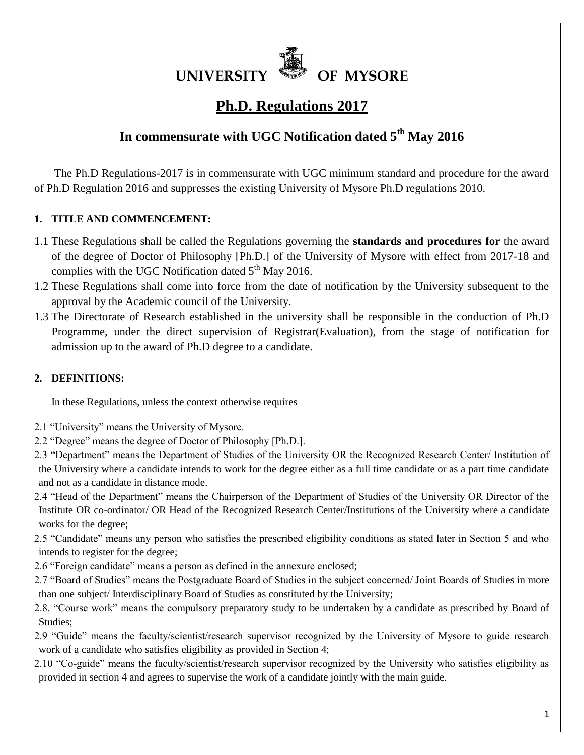# UNIVERSITY OF MYSORE

## Ph.D. Regulations 2017

### In commensurate with UGC Notification dated 5th May 2016

The Ph.D Regulations-2017 is in commensurate with UGC minimum standard and procedure for the award of Ph.D Regulation 2016 and suppresses the existing University of Mysore Ph.D regulations 2010.

**1. TITLE AND COMMENCEMENT:**

1.1 These Regulations shall be called the Regulations governing the **standards and procedures for** the award of the degree of Doctor of Philosophy [Ph.D.] of the University of Mysore with effect from 2017-18 and complies with the UGC Notification dated 5th May 2016.

1.2 These Regulations shall come into force from the date of notification by the University subsequent to the approval by the Academic council of the University.

1.3 The Directorate of Research established in the university shall be responsible in the conduction of Ph.D Programme, under the direct supervision of Registrar(Evaluation), from the stage of notification for admission up to the award of Ph.D degree to a candidate.

**2. DEFINITIONS:**

In these Regulations, unless the context otherwise requires

2.1 "University" means the University of Mysore.

2.2 "Degree" means the degree of Doctor of Philosophy [Ph.D.].

2.3 "Department" means the Department of Studies of the University OR the Recognized Research Center/ Institution of the University where a candidate intends to work for the degree either as a full time candidate or as a part time candidate and not as a candidate in distance mode.

2.4 "Head of the Department" means the Chairperson of the Department of Studies of the University OR Director of the Institute OR co-ordinator/ OR Head of the Recognized Research Center/Institutions of the University where a candidate works for the degree;

2.5 "Candidate" means any person who satisfies the prescribed eligibility conditions as stated later in Section 5 and who intends to register for the degree;

2.6 "Foreign candidate" means a person as defined in the annexure enclosed;

2.7 "Board of Studies" means the Postgraduate Board of Studies in the subject concerned/ Joint Boards of Studies in more than one subject/ Interdisciplinary Board of Studies as constituted by the University;

2.8. "Course work" means the compulsory preparatory study to be undertaken by a candidate as prescribed by Board of Studies;

2.9 "Guide" means the faculty/scientist/research supervisor recognized by the University of Mysore to guide research work of a candidate who satisfies eligibility as provided in Section 4;

2.10 "Co-guide" means the faculty/scientist/research supervisor recognized by the University who satisfies eligibility as provided in section 4 and agrees to supervise the work of a candidate jointly with the main guide.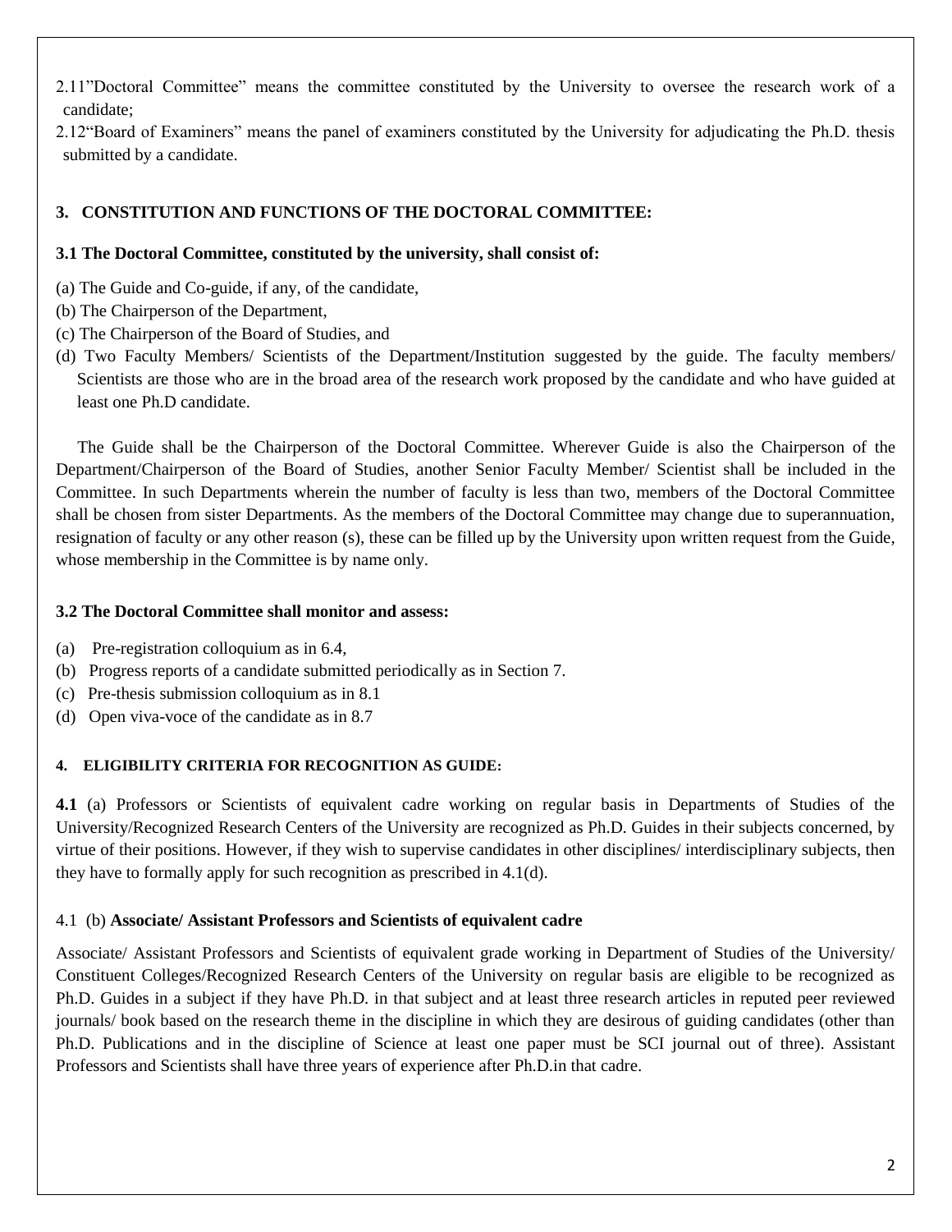2.11"Doctoral Committee" means the committee constituted by the University to oversee the research work of a candidate;

2.12"Board of Examiners" means the panel of examiners constituted by the University for adjudicating the Ph.D. thesis submitted by a candidate.

## 3. CONSTITUTION AND FUNCTIONS OF THE DOCTORAL COMMITTEE:

### 3.1 The Doctoral Committee, constituted by the university, shall consist of:

(a) The Guide and Co-guide, if any, of the candidate,

(b) The Chairperson of the Department,

(c) The Chairperson of the Board of Studies, and

(d) Two Faculty Members/ Scientists of the Department/Institution suggested by the guide. The faculty members/ Scientists are those who are in the broad area of the research work proposed by the candidate and who have guided at least one Ph.D candidate.

The Guide shall be the Chairperson of the Doctoral Committee. Wherever Guide is also the Chairperson of the Department/Chairperson of the Board of Studies, another Senior Faculty Member/ Scientist shall be included in the Committee. In such Departments wherein the number of faculty is less than two, members of the Doctoral Committee shall be chosen from sister Departments. As the members of the Doctoral Committee may change due to superannuation, resignation of faculty or any other reason (s), these can be filled up by the University upon written request from the Guide, whose membership in the Committee is by name only.

### 3.2 The Doctoral Committee shall monitor and assess:

(a) Pre-registration colloquium as in 6.4,

(b) Progress reports of a candidate submitted periodically as in Section 7.

(c) Pre-thesis submission colloquium as in 8.1

(d) Open viva-voce of the candidate as in 8.7

## 4. ELIGIBILITY CRITERIA FOR RECOGNITION AS GUIDE:

**4.1** (a) Professors or Scientists of equivalent cadre working on regular basis in Departments of Studies of the University/Recognized Research Centers of the University are recognized as Ph.D. Guides in their subjects concerned, by virtue of their positions. However, if they wish to supervise candidates in other disciplines/ interdisciplinary subjects, then they have to formally apply for such recognition as prescribed in 4.1(d).

4.1 (b) **Associate/ Assistant Professors and Scientists of equivalent cadre**

Associate/ Assistant Professors and Scientists of equivalent grade working in Department of Studies of the University/ Constituent Colleges/Recognized Research Centers of the University on regular basis are eligible to be recognized as Ph.D. Guides in a subject if they have Ph.D. in that subject and at least three research articles in reputed peer reviewed journals/ book based on the research theme in the discipline in which they are desirous of guiding candidates (other than Ph.D. Publications and in the discipline of Science at least one paper must be SCI journal out of three). Assistant Professors and Scientists shall have three years of experience after Ph.D.in that cadre.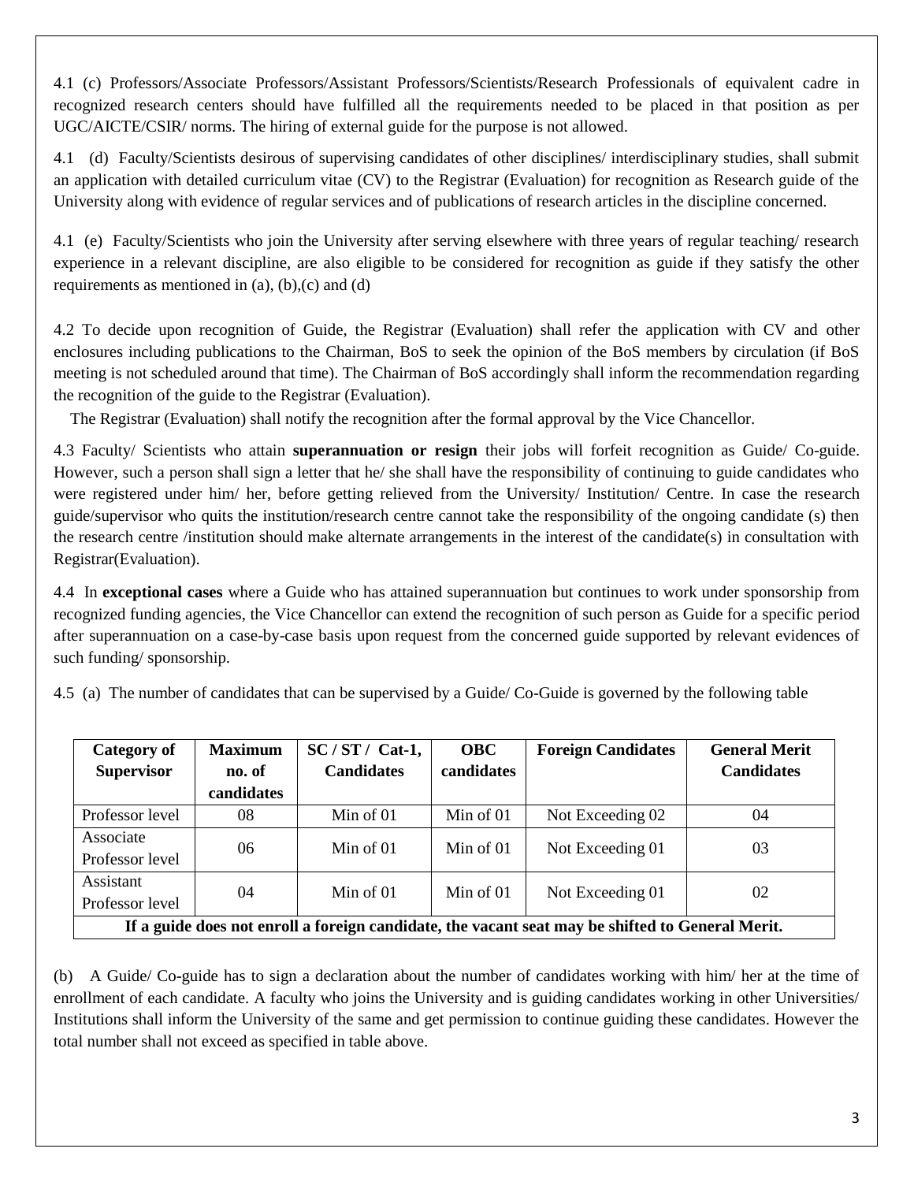4.1 (c) Professors/Associate Professors/Assistant Professors/Scientists/Research Professionals of equivalent cadre in recognized research centers should have fulfilled all the requirements needed to be placed in that position as per UGC/AICTE/CSIR/ norms. The hiring of external guide for the purpose is not allowed.

4.1 (d) Faculty/Scientists desirous of supervising candidates of other disciplines/ interdisciplinary studies, shall submit an application with detailed curriculum vitae (CV) to the Registrar (Evaluation) for recognition as Research guide of the University along with evidence of regular services and of publications of research articles in the discipline concerned.

4.1 (e) Faculty/Scientists who join the University after serving elsewhere with three years of regular teaching/ research experience in a relevant discipline, are also eligible to be considered for recognition as guide if they satisfy the other requirements as mentioned in (a), (b),(c) and (d)

4.2 To decide upon recognition of Guide, the Registrar (Evaluation) shall refer the application with CV and other enclosures including publications to the Chairman, BoS to seek the opinion of the BoS members by circulation (if BoS meeting is not scheduled around that time). The Chairman of BoS accordingly shall inform the recommendation regarding the recognition of the guide to the Registrar (Evaluation).

The Registrar (Evaluation) shall notify the recognition after the formal approval by the Vice Chancellor.

4.3 Faculty/ Scientists who attain **superannuation or resign** their jobs will forfeit recognition as Guide/ Co-guide. However, such a person shall sign a letter that he/ she shall have the responsibility of continuing to guide candidates who were registered under him/ her, before getting relieved from the University/ Institution/ Centre. In case the research guide/supervisor who quits the institution/research centre cannot take the responsibility of the ongoing candidate (s) then the research centre /institution should make alternate arrangements in the interest of the candidate(s) in consultation with Registrar(Evaluation).

4.4 In **exceptional cases** where a Guide who has attained superannuation but continues to work under sponsorship from recognized funding agencies, the Vice Chancellor can extend the recognition of such person as Guide for a specific period after superannuation on a case-by-case basis upon request from the concerned guide supported by relevant evidences of such funding/ sponsorship.

4.5 (a) The number of candidates that can be supervised by a Guide/ Co-Guide is governed by the following table

| Category of Supervisor | Maximum no. of candidates | SC / ST / Cat-1, Candidates | OBC candidates | Foreign Candidates | General Merit Candidates |
|---|---|---|---|---|---|
| Professor level | 08 | Min of 01 | Min of 01 | Not Exceeding 02 | 04 |
| Associate Professor level | 06 | Min of 01 | Min of 01 | Not Exceeding 01 | 03 |
| Assistant Professor level | 04 | Min of 01 | Min of 01 | Not Exceeding 01 | 02 |
| **If a guide does not enroll a foreign candidate, the vacant seat may be shifted to General Merit.** | | | | | |

(b) A Guide/ Co-guide has to sign a declaration about the number of candidates working with him/ her at the time of enrollment of each candidate. A faculty who joins the University and is guiding candidates working in other Universities/ Institutions shall inform the University of the same and get permission to continue guiding these candidates. However the total number shall not exceed as specified in table above.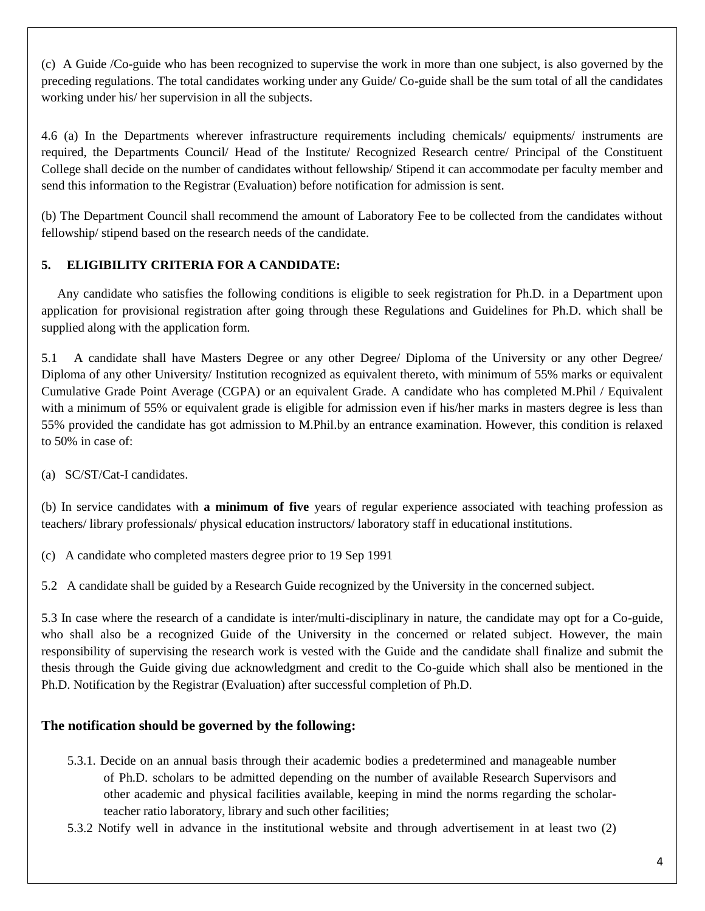(c) A Guide /Co-guide who has been recognized to supervise the work in more than one subject, is also governed by the preceding regulations. The total candidates working under any Guide/ Co-guide shall be the sum total of all the candidates working under his/ her supervision in all the subjects.

4.6 (a) In the Departments wherever infrastructure requirements including chemicals/ equipments/ instruments are required, the Departments Council/ Head of the Institute/ Recognized Research centre/ Principal of the Constituent College shall decide on the number of candidates without fellowship/ Stipend it can accommodate per faculty member and send this information to the Registrar (Evaluation) before notification for admission is sent.

(b) The Department Council shall recommend the amount of Laboratory Fee to be collected from the candidates without fellowship/ stipend based on the research needs of the candidate.

**5. ELIGIBILITY CRITERIA FOR A CANDIDATE:**

Any candidate who satisfies the following conditions is eligible to seek registration for Ph.D. in a Department upon application for provisional registration after going through these Regulations and Guidelines for Ph.D. which shall be supplied along with the application form.

5.1 A candidate shall have Masters Degree or any other Degree/ Diploma of the University or any other Degree/ Diploma of any other University/ Institution recognized as equivalent thereto, with minimum of 55% marks or equivalent Cumulative Grade Point Average (CGPA) or an equivalent Grade. A candidate who has completed M.Phil / Equivalent with a minimum of 55% or equivalent grade is eligible for admission even if his/her marks in masters degree is less than 55% provided the candidate has got admission to M.Phil.by an entrance examination. However, this condition is relaxed to 50% in case of:

(a) SC/ST/Cat-I candidates.

(b) In service candidates with **a minimum of five** years of regular experience associated with teaching profession as teachers/ library professionals/ physical education instructors/ laboratory staff in educational institutions.

(c) A candidate who completed masters degree prior to 19 Sep 1991

5.2 A candidate shall be guided by a Research Guide recognized by the University in the concerned subject.

5.3 In case where the research of a candidate is inter/multi-disciplinary in nature, the candidate may opt for a Co-guide, who shall also be a recognized Guide of the University in the concerned or related subject. However, the main responsibility of supervising the research work is vested with the Guide and the candidate shall finalize and submit the thesis through the Guide giving due acknowledgment and credit to the Co-guide which shall also be mentioned in the Ph.D. Notification by the Registrar (Evaluation) after successful completion of Ph.D.

### The notification should be governed by the following:

5.3.1. Decide on an annual basis through their academic bodies a predetermined and manageable number of Ph.D. scholars to be admitted depending on the number of available Research Supervisors and other academic and physical facilities available, keeping in mind the norms regarding the scholar-teacher ratio laboratory, library and such other facilities;

5.3.2 Notify well in advance in the institutional website and through advertisement in at least two (2)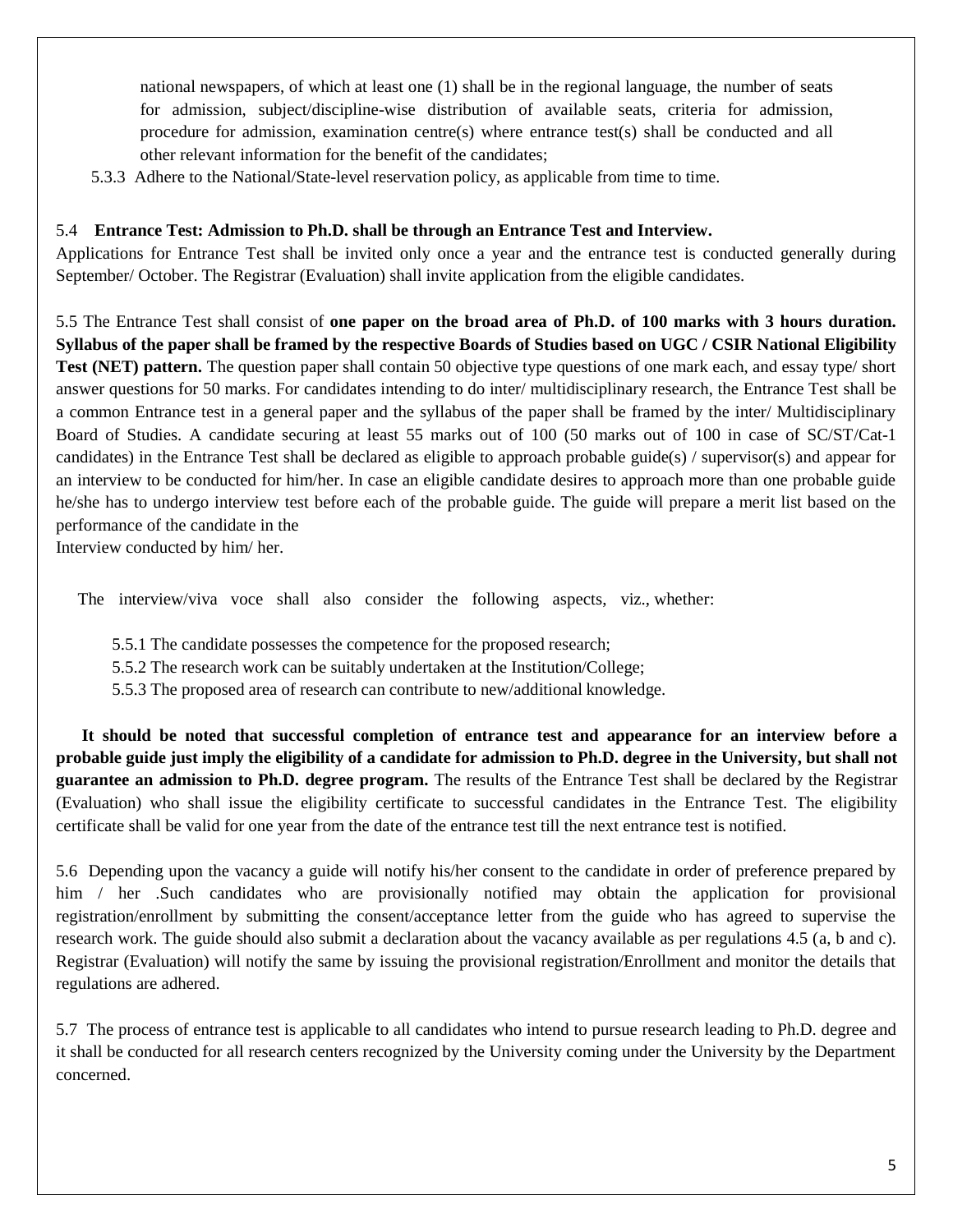national newspapers, of which at least one (1) shall be in the regional language, the number of seats for admission, subject/discipline-wise distribution of available seats, criteria for admission, procedure for admission, examination centre(s) where entrance test(s) shall be conducted and all other relevant information for the benefit of the candidates;

5.3.3 Adhere to the National/State-level reservation policy, as applicable from time to time.

5.4 **Entrance Test: Admission to Ph.D. shall be through an Entrance Test and Interview.**

Applications for Entrance Test shall be invited only once a year and the entrance test is conducted generally during September/ October. The Registrar (Evaluation) shall invite application from the eligible candidates.

5.5 The Entrance Test shall consist of **one paper on the broad area of Ph.D. of 100 marks with 3 hours duration. Syllabus of the paper shall be framed by the respective Boards of Studies based on UGC / CSIR National Eligibility Test (NET) pattern.** The question paper shall contain 50 objective type questions of one mark each, and essay type/ short answer questions for 50 marks. For candidates intending to do inter/ multidisciplinary research, the Entrance Test shall be a common Entrance test in a general paper and the syllabus of the paper shall be framed by the inter/ Multidisciplinary Board of Studies. A candidate securing at least 55 marks out of 100 (50 marks out of 100 in case of SC/ST/Cat-1 candidates) in the Entrance Test shall be declared as eligible to approach probable guide(s) / supervisor(s) and appear for an interview to be conducted for him/her. In case an eligible candidate desires to approach more than one probable guide he/she has to undergo interview test before each of the probable guide. The guide will prepare a merit list based on the performance of the candidate in the Interview conducted by him/ her.

The interview/viva voce shall also consider the following aspects, viz., whether:

5.5.1 The candidate possesses the competence for the proposed research;

5.5.2 The research work can be suitably undertaken at the Institution/College;

5.5.3 The proposed area of research can contribute to new/additional knowledge.

**It should be noted that successful completion of entrance test and appearance for an interview before a probable guide just imply the eligibility of a candidate for admission to Ph.D. degree in the University, but shall not guarantee an admission to Ph.D. degree program.** The results of the Entrance Test shall be declared by the Registrar (Evaluation) who shall issue the eligibility certificate to successful candidates in the Entrance Test. The eligibility certificate shall be valid for one year from the date of the entrance test till the next entrance test is notified.

5.6 Depending upon the vacancy a guide will notify his/her consent to the candidate in order of preference prepared by him / her .Such candidates who are provisionally notified may obtain the application for provisional registration/enrollment by submitting the consent/acceptance letter from the guide who has agreed to supervise the research work. The guide should also submit a declaration about the vacancy available as per regulations 4.5 (a, b and c). Registrar (Evaluation) will notify the same by issuing the provisional registration/Enrollment and monitor the details that regulations are adhered.

5.7 The process of entrance test is applicable to all candidates who intend to pursue research leading to Ph.D. degree and it shall be conducted for all research centers recognized by the University coming under the University by the Department concerned.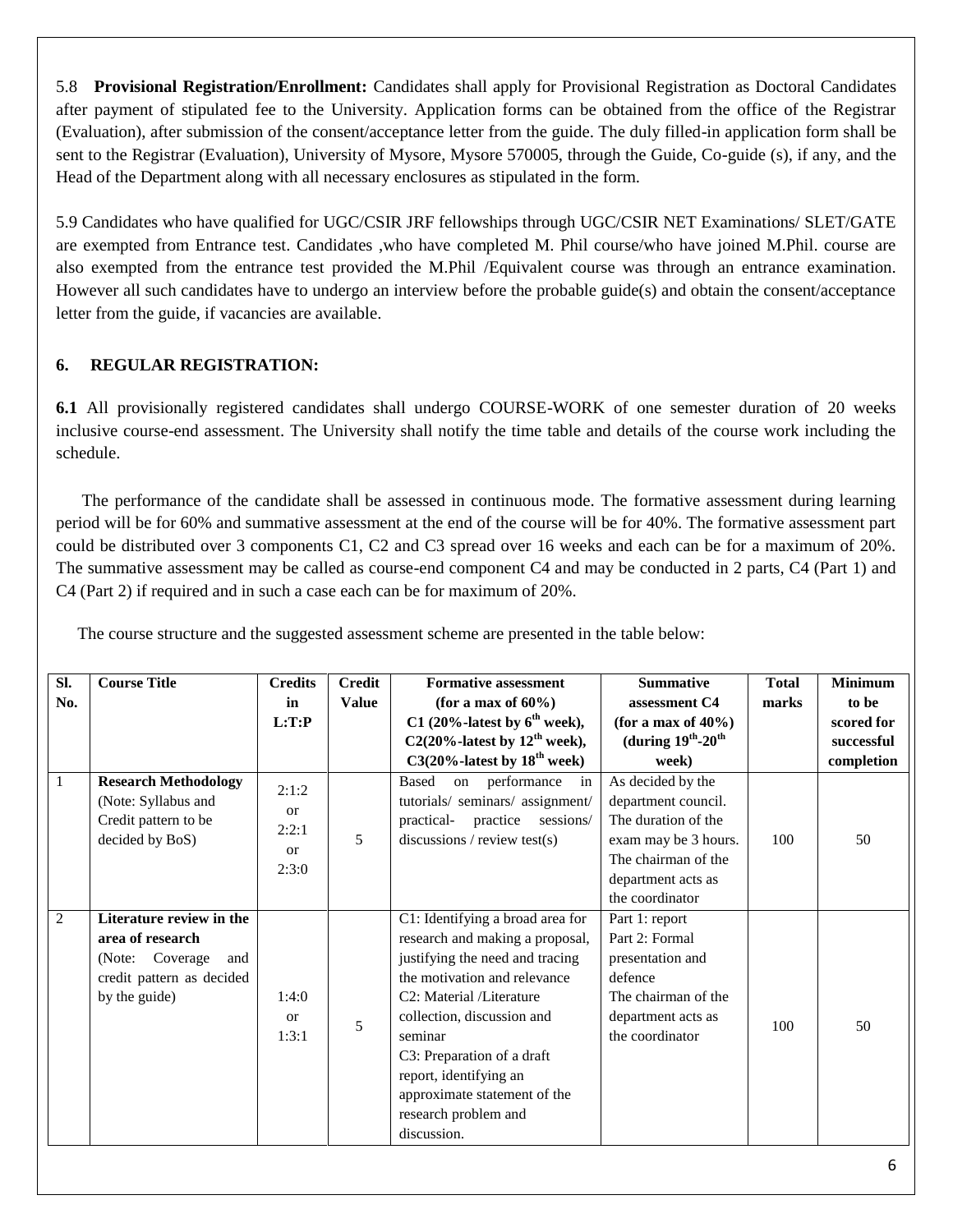5.8 **Provisional Registration/Enrollment:** Candidates shall apply for Provisional Registration as Doctoral Candidates after payment of stipulated fee to the University. Application forms can be obtained from the office of the Registrar (Evaluation), after submission of the consent/acceptance letter from the guide. The duly filled-in application form shall be sent to the Registrar (Evaluation), University of Mysore, Mysore 570005, through the Guide, Co-guide (s), if any, and the Head of the Department along with all necessary enclosures as stipulated in the form.

5.9 Candidates who have qualified for UGC/CSIR JRF fellowships through UGC/CSIR NET Examinations/ SLET/GATE are exempted from Entrance test. Candidates ,who have completed M. Phil course/who have joined M.Phil. course are also exempted from the entrance test provided the M.Phil /Equivalent course was through an entrance examination. However all such candidates have to undergo an interview before the probable guide(s) and obtain the consent/acceptance letter from the guide, if vacancies are available.

## 6. REGULAR REGISTRATION:

**6.1** All provisionally registered candidates shall undergo COURSE-WORK of one semester duration of 20 weeks inclusive course-end assessment. The University shall notify the time table and details of the course work including the schedule.

The performance of the candidate shall be assessed in continuous mode. The formative assessment during learning period will be for 60% and summative assessment at the end of the course will be for 40%. The formative assessment part could be distributed over 3 components C1, C2 and C3 spread over 16 weeks and each can be for a maximum of 20%. The summative assessment may be called as course-end component C4 and may be conducted in 2 parts, C4 (Part 1) and C4 (Part 2) if required and in such a case each can be for maximum of 20%.

The course structure and the suggested assessment scheme are presented in the table below:

| Sl. No. | Course Title | Credits in L:T:P | Credit Value | Formative assessment (for a max of 60%) C1 (20%-latest by 6th week), C2(20%-latest by 12th week), C3(20%-latest by 18th week) | Summative assessment C4 (for a max of 40%) (during 19th-20th week) | Total marks | Minimum to be scored for successful completion |
|---|---|---|---|---|---|---|---|
| 1 | **Research Methodology** (Note: Syllabus and Credit pattern to be decided by BoS) | 2:1:2 or 2:2:1 or 2:3:0 | 5 | Based on performance in tutorials/ seminars/ assignment/ practical- practice sessions/ discussions / review test(s) | As decided by the department council. The duration of the exam may be 3 hours. The chairman of the department acts as the coordinator | 100 | 50 |
| 2 | **Literature review in the area of research** (Note: Coverage and credit pattern as decided by the guide) | 1:4:0 or 1:3:1 | 5 | C1: Identifying a broad area for research and making a proposal, justifying the need and tracing the motivation and relevance<br>C2: Material /Literature collection, discussion and seminar<br>C3: Preparation of a draft report, identifying an approximate statement of the research problem and discussion. | Part 1: report<br>Part 2: Formal presentation and defence<br>The chairman of the department acts as the coordinator | 100 | 50 |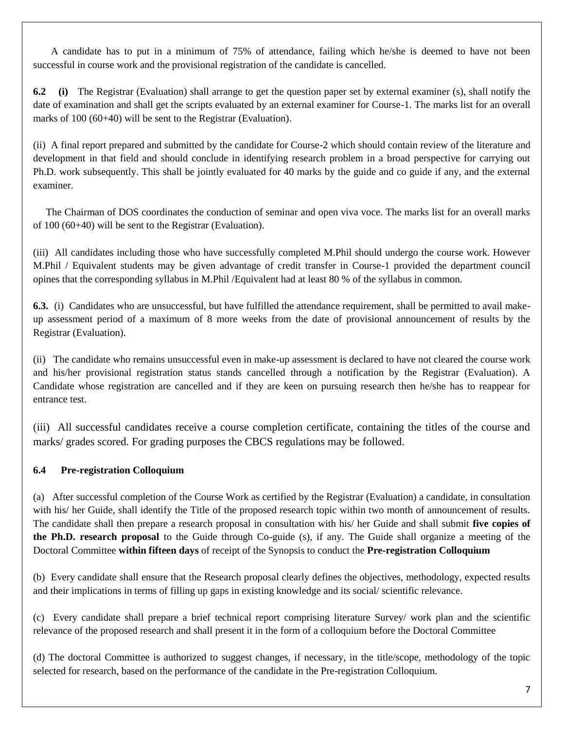A candidate has to put in a minimum of 75% of attendance, failing which he/she is deemed to have not been successful in course work and the provisional registration of the candidate is cancelled.

**6.2 (i)** The Registrar (Evaluation) shall arrange to get the question paper set by external examiner (s), shall notify the date of examination and shall get the scripts evaluated by an external examiner for Course-1. The marks list for an overall marks of 100 (60+40) will be sent to the Registrar (Evaluation).

(ii) A final report prepared and submitted by the candidate for Course-2 which should contain review of the literature and development in that field and should conclude in identifying research problem in a broad perspective for carrying out Ph.D. work subsequently. This shall be jointly evaluated for 40 marks by the guide and co guide if any, and the external examiner.

The Chairman of DOS coordinates the conduction of seminar and open viva voce. The marks list for an overall marks of 100 (60+40) will be sent to the Registrar (Evaluation).

(iii) All candidates including those who have successfully completed M.Phil should undergo the course work. However M.Phil / Equivalent students may be given advantage of credit transfer in Course-1 provided the department council opines that the corresponding syllabus in M.Phil /Equivalent had at least 80 % of the syllabus in common.

**6.3.** (i) Candidates who are unsuccessful, but have fulfilled the attendance requirement, shall be permitted to avail make-up assessment period of a maximum of 8 more weeks from the date of provisional announcement of results by the Registrar (Evaluation).

(ii) The candidate who remains unsuccessful even in make-up assessment is declared to have not cleared the course work and his/her provisional registration status stands cancelled through a notification by the Registrar (Evaluation). A Candidate whose registration are cancelled and if they are keen on pursuing research then he/she has to reappear for entrance test.

(iii) All successful candidates receive a course completion certificate, containing the titles of the course and marks/ grades scored. For grading purposes the CBCS regulations may be followed.

**6.4 Pre-registration Colloquium**

(a) After successful completion of the Course Work as certified by the Registrar (Evaluation) a candidate, in consultation with his/ her Guide, shall identify the Title of the proposed research topic within two month of announcement of results. The candidate shall then prepare a research proposal in consultation with his/ her Guide and shall submit **five copies of the Ph.D. research proposal** to the Guide through Co-guide (s), if any. The Guide shall organize a meeting of the Doctoral Committee **within fifteen days** of receipt of the Synopsis to conduct the **Pre-registration Colloquium**

(b) Every candidate shall ensure that the Research proposal clearly defines the objectives, methodology, expected results and their implications in terms of filling up gaps in existing knowledge and its social/ scientific relevance.

(c) Every candidate shall prepare a brief technical report comprising literature Survey/ work plan and the scientific relevance of the proposed research and shall present it in the form of a colloquium before the Doctoral Committee

(d) The doctoral Committee is authorized to suggest changes, if necessary, in the title/scope, methodology of the topic selected for research, based on the performance of the candidate in the Pre-registration Colloquium.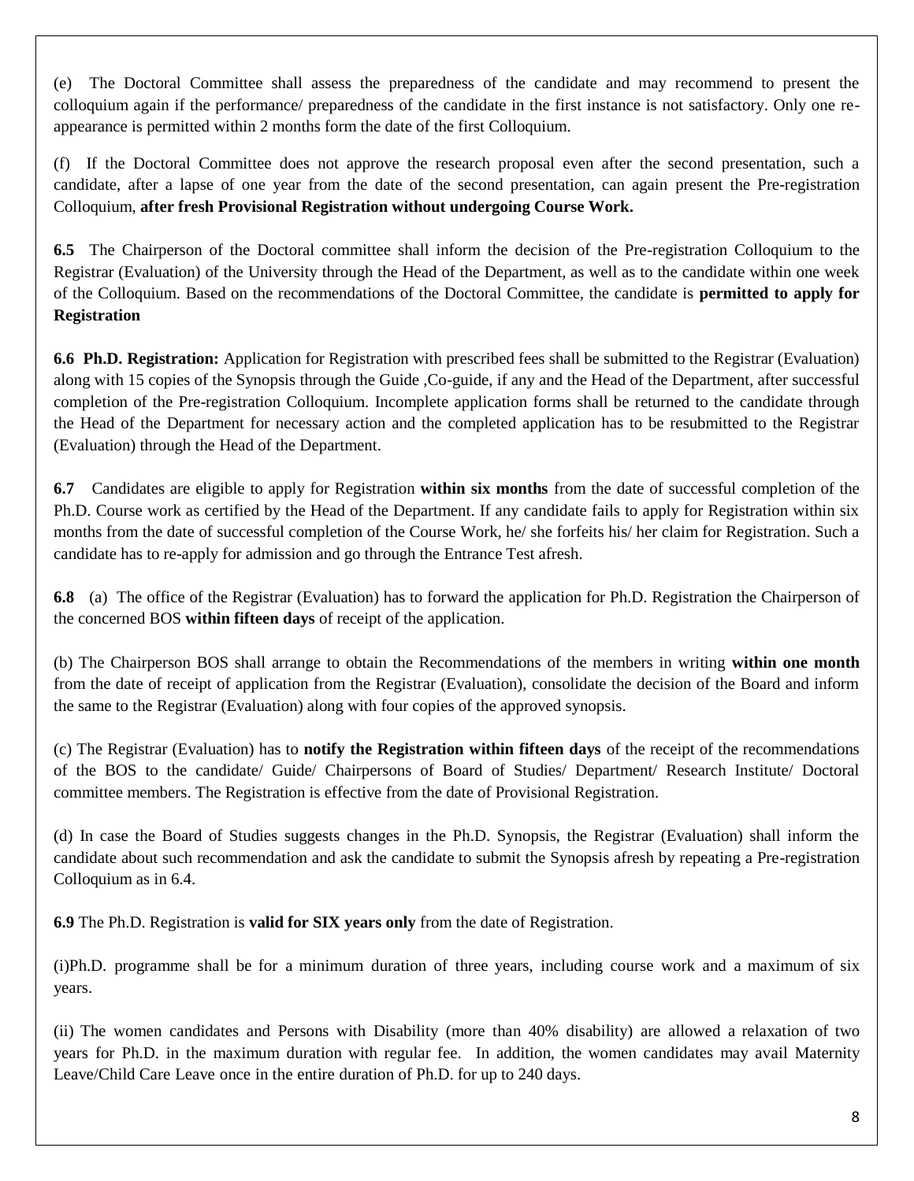(e) The Doctoral Committee shall assess the preparedness of the candidate and may recommend to present the colloquium again if the performance/ preparedness of the candidate in the first instance is not satisfactory. Only one re-appearance is permitted within 2 months form the date of the first Colloquium.

(f) If the Doctoral Committee does not approve the research proposal even after the second presentation, such a candidate, after a lapse of one year from the date of the second presentation, can again present the Pre-registration Colloquium, **after fresh Provisional Registration without undergoing Course Work.**

**6.5** The Chairperson of the Doctoral committee shall inform the decision of the Pre-registration Colloquium to the Registrar (Evaluation) of the University through the Head of the Department, as well as to the candidate within one week of the Colloquium. Based on the recommendations of the Doctoral Committee, the candidate is **permitted to apply for Registration**

**6.6 Ph.D. Registration:** Application for Registration with prescribed fees shall be submitted to the Registrar (Evaluation) along with 15 copies of the Synopsis through the Guide ,Co-guide, if any and the Head of the Department, after successful completion of the Pre-registration Colloquium. Incomplete application forms shall be returned to the candidate through the Head of the Department for necessary action and the completed application has to be resubmitted to the Registrar (Evaluation) through the Head of the Department.

**6.7** Candidates are eligible to apply for Registration **within six months** from the date of successful completion of the Ph.D. Course work as certified by the Head of the Department. If any candidate fails to apply for Registration within six months from the date of successful completion of the Course Work, he/ she forfeits his/ her claim for Registration. Such a candidate has to re-apply for admission and go through the Entrance Test afresh.

**6.8** (a) The office of the Registrar (Evaluation) has to forward the application for Ph.D. Registration the Chairperson of the concerned BOS **within fifteen days** of receipt of the application.

(b) The Chairperson BOS shall arrange to obtain the Recommendations of the members in writing **within one month** from the date of receipt of application from the Registrar (Evaluation), consolidate the decision of the Board and inform the same to the Registrar (Evaluation) along with four copies of the approved synopsis.

(c) The Registrar (Evaluation) has to **notify the Registration within fifteen days** of the receipt of the recommendations of the BOS to the candidate/ Guide/ Chairpersons of Board of Studies/ Department/ Research Institute/ Doctoral committee members. The Registration is effective from the date of Provisional Registration.

(d) In case the Board of Studies suggests changes in the Ph.D. Synopsis, the Registrar (Evaluation) shall inform the candidate about such recommendation and ask the candidate to submit the Synopsis afresh by repeating a Pre-registration Colloquium as in 6.4.

**6.9** The Ph.D. Registration is **valid for SIX years only** from the date of Registration.

(i)Ph.D. programme shall be for a minimum duration of three years, including course work and a maximum of six years.

(ii) The women candidates and Persons with Disability (more than 40% disability) are allowed a relaxation of two years for Ph.D. in the maximum duration with regular fee. In addition, the women candidates may avail Maternity Leave/Child Care Leave once in the entire duration of Ph.D. for up to 240 days.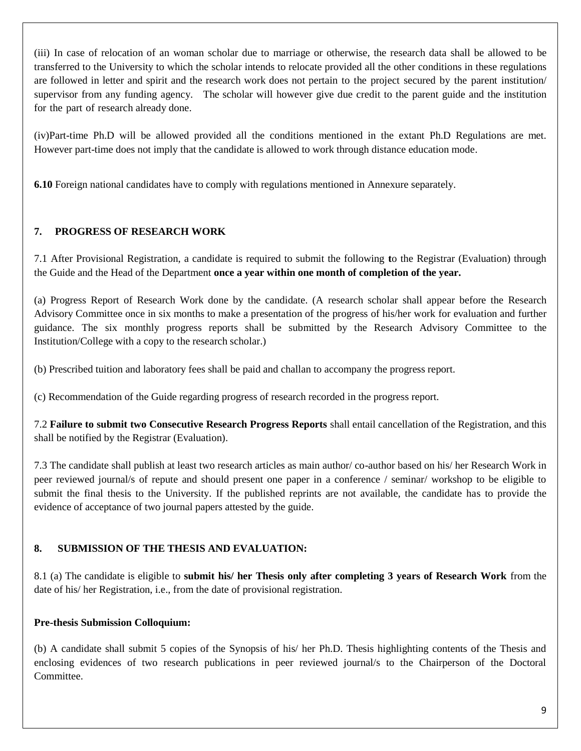(iii) In case of relocation of an woman scholar due to marriage or otherwise, the research data shall be allowed to be transferred to the University to which the scholar intends to relocate provided all the other conditions in these regulations are followed in letter and spirit and the research work does not pertain to the project secured by the parent institution/ supervisor from any funding agency. The scholar will however give due credit to the parent guide and the institution for the part of research already done.

(iv)Part-time Ph.D will be allowed provided all the conditions mentioned in the extant Ph.D Regulations are met. However part-time does not imply that the candidate is allowed to work through distance education mode.

**6.10** Foreign national candidates have to comply with regulations mentioned in Annexure separately.

## 7. PROGRESS OF RESEARCH WORK

7.1 After Provisional Registration, a candidate is required to submit the following **t**o the Registrar (Evaluation) through the Guide and the Head of the Department **once a year within one month of completion of the year.**

(a) Progress Report of Research Work done by the candidate. (A research scholar shall appear before the Research Advisory Committee once in six months to make a presentation of the progress of his/her work for evaluation and further guidance. The six monthly progress reports shall be submitted by the Research Advisory Committee to the Institution/College with a copy to the research scholar.)

(b) Prescribed tuition and laboratory fees shall be paid and challan to accompany the progress report.

(c) Recommendation of the Guide regarding progress of research recorded in the progress report.

7.2 **Failure to submit two Consecutive Research Progress Reports** shall entail cancellation of the Registration, and this shall be notified by the Registrar (Evaluation).

7.3 The candidate shall publish at least two research articles as main author/ co-author based on his/ her Research Work in peer reviewed journal/s of repute and should present one paper in a conference / seminar/ workshop to be eligible to submit the final thesis to the University. If the published reprints are not available, the candidate has to provide the evidence of acceptance of two journal papers attested by the guide.

## 8. SUBMISSION OF THE THESIS AND EVALUATION:

8.1 (a) The candidate is eligible to **submit his/ her Thesis only after completing 3 years of Research Work** from the date of his/ her Registration, i.e., from the date of provisional registration.

**Pre-thesis Submission Colloquium:**

(b) A candidate shall submit 5 copies of the Synopsis of his/ her Ph.D. Thesis highlighting contents of the Thesis and enclosing evidences of two research publications in peer reviewed journal/s to the Chairperson of the Doctoral Committee.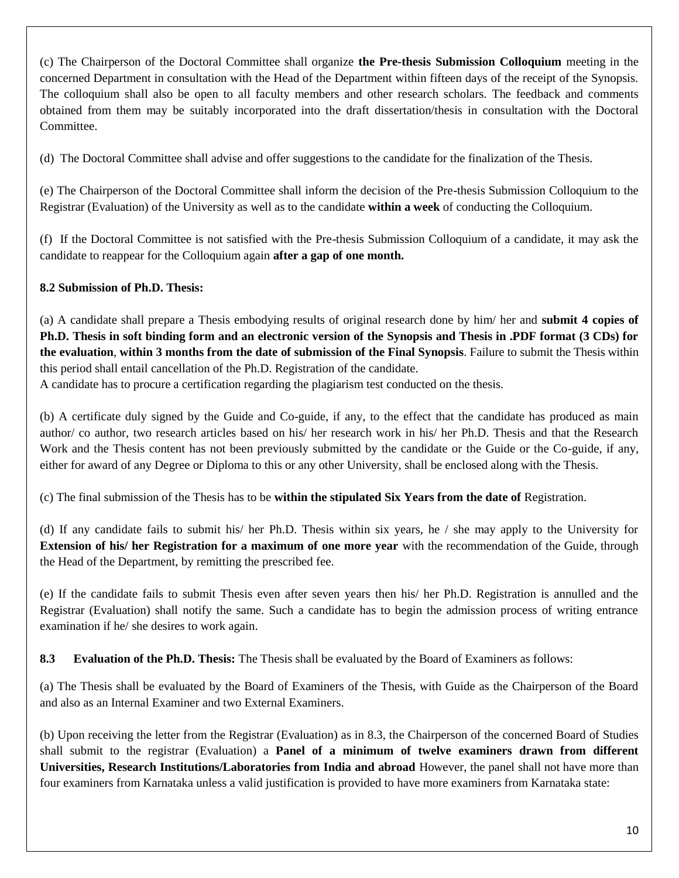(c) The Chairperson of the Doctoral Committee shall organize **the Pre-thesis Submission Colloquium** meeting in the concerned Department in consultation with the Head of the Department within fifteen days of the receipt of the Synopsis. The colloquium shall also be open to all faculty members and other research scholars. The feedback and comments obtained from them may be suitably incorporated into the draft dissertation/thesis in consultation with the Doctoral Committee.

(d) The Doctoral Committee shall advise and offer suggestions to the candidate for the finalization of the Thesis.

(e) The Chairperson of the Doctoral Committee shall inform the decision of the Pre-thesis Submission Colloquium to the Registrar (Evaluation) of the University as well as to the candidate **within a week** of conducting the Colloquium.

(f) If the Doctoral Committee is not satisfied with the Pre-thesis Submission Colloquium of a candidate, it may ask the candidate to reappear for the Colloquium again **after a gap of one month.**

**8.2 Submission of Ph.D. Thesis:**

(a) A candidate shall prepare a Thesis embodying results of original research done by him/ her and **submit 4 copies of Ph.D. Thesis in soft binding form and an electronic version of the Synopsis and Thesis in .PDF format (3 CDs) for the evaluation**, **within 3 months from the date of submission of the Final Synopsis**. Failure to submit the Thesis within this period shall entail cancellation of the Ph.D. Registration of the candidate.
A candidate has to procure a certification regarding the plagiarism test conducted on the thesis.

(b) A certificate duly signed by the Guide and Co-guide, if any, to the effect that the candidate has produced as main author/ co author, two research articles based on his/ her research work in his/ her Ph.D. Thesis and that the Research Work and the Thesis content has not been previously submitted by the candidate or the Guide or the Co-guide, if any, either for award of any Degree or Diploma to this or any other University, shall be enclosed along with the Thesis.

(c) The final submission of the Thesis has to be **within the stipulated Six Years from the date of** Registration.

(d) If any candidate fails to submit his/ her Ph.D. Thesis within six years, he / she may apply to the University for **Extension of his/ her Registration for a maximum of one more year** with the recommendation of the Guide, through the Head of the Department, by remitting the prescribed fee.

(e) If the candidate fails to submit Thesis even after seven years then his/ her Ph.D. Registration is annulled and the Registrar (Evaluation) shall notify the same. Such a candidate has to begin the admission process of writing entrance examination if he/ she desires to work again.

**8.3 Evaluation of the Ph.D. Thesis:** The Thesis shall be evaluated by the Board of Examiners as follows:

(a) The Thesis shall be evaluated by the Board of Examiners of the Thesis, with Guide as the Chairperson of the Board and also as an Internal Examiner and two External Examiners.

(b) Upon receiving the letter from the Registrar (Evaluation) as in 8.3, the Chairperson of the concerned Board of Studies shall submit to the registrar (Evaluation) a **Panel of a minimum of twelve examiners drawn from different Universities, Research Institutions/Laboratories from India and abroad** However, the panel shall not have more than four examiners from Karnataka unless a valid justification is provided to have more examiners from Karnataka state: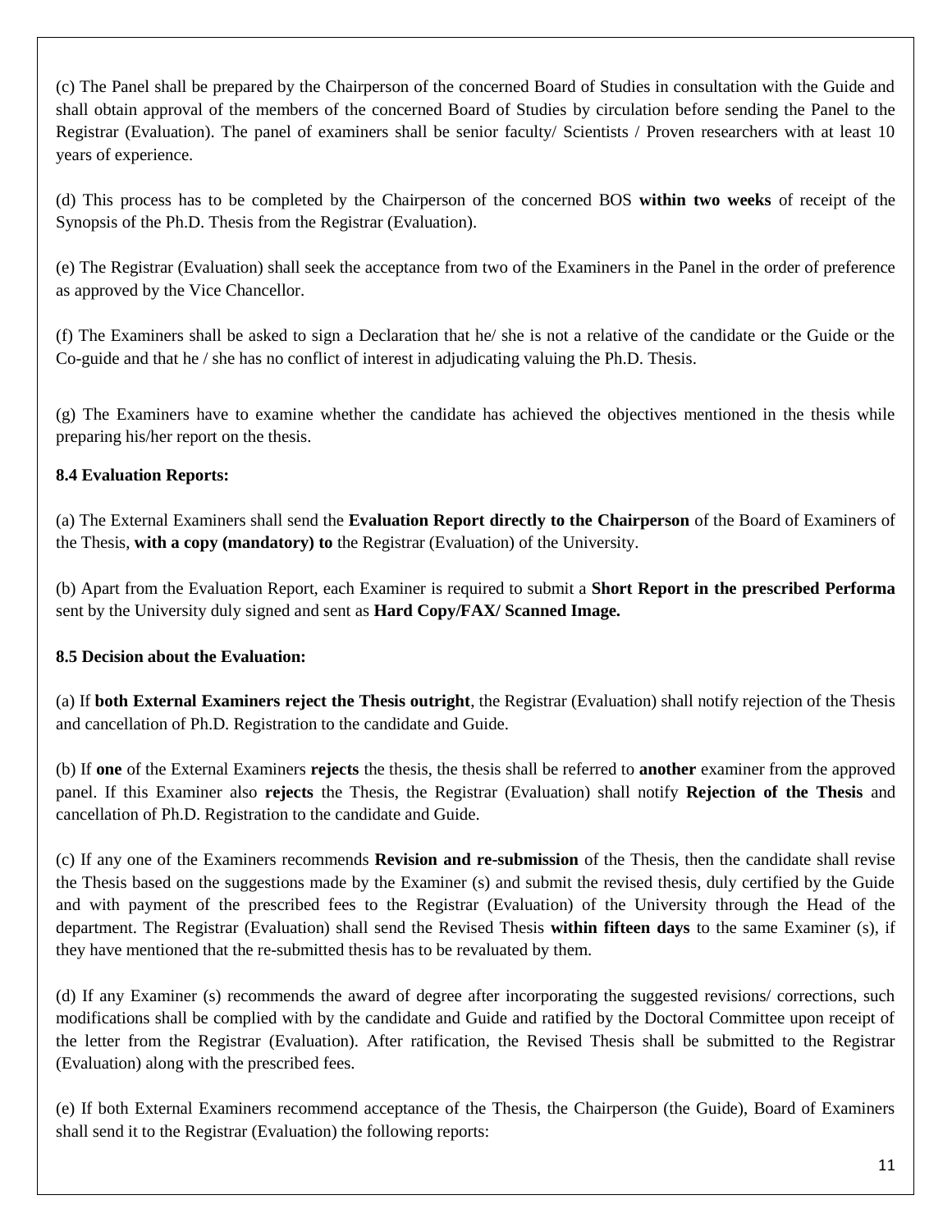(c) The Panel shall be prepared by the Chairperson of the concerned Board of Studies in consultation with the Guide and shall obtain approval of the members of the concerned Board of Studies by circulation before sending the Panel to the Registrar (Evaluation). The panel of examiners shall be senior faculty/ Scientists / Proven researchers with at least 10 years of experience.

(d) This process has to be completed by the Chairperson of the concerned BOS **within two weeks** of receipt of the Synopsis of the Ph.D. Thesis from the Registrar (Evaluation).

(e) The Registrar (Evaluation) shall seek the acceptance from two of the Examiners in the Panel in the order of preference as approved by the Vice Chancellor.

(f) The Examiners shall be asked to sign a Declaration that he/ she is not a relative of the candidate or the Guide or the Co-guide and that he / she has no conflict of interest in adjudicating valuing the Ph.D. Thesis.

(g) The Examiners have to examine whether the candidate has achieved the objectives mentioned in the thesis while preparing his/her report on the thesis.

**8.4 Evaluation Reports:**

(a) The External Examiners shall send the **Evaluation Report directly to the Chairperson** of the Board of Examiners of the Thesis, **with a copy (mandatory) to** the Registrar (Evaluation) of the University.

(b) Apart from the Evaluation Report, each Examiner is required to submit a **Short Report in the prescribed Performa** sent by the University duly signed and sent as **Hard Copy/FAX/ Scanned Image.**

**8.5 Decision about the Evaluation:**

(a) If **both External Examiners reject the Thesis outright**, the Registrar (Evaluation) shall notify rejection of the Thesis and cancellation of Ph.D. Registration to the candidate and Guide.

(b) If **one** of the External Examiners **rejects** the thesis, the thesis shall be referred to **another** examiner from the approved panel. If this Examiner also **rejects** the Thesis, the Registrar (Evaluation) shall notify **Rejection of the Thesis** and cancellation of Ph.D. Registration to the candidate and Guide.

(c) If any one of the Examiners recommends **Revision and re-submission** of the Thesis, then the candidate shall revise the Thesis based on the suggestions made by the Examiner (s) and submit the revised thesis, duly certified by the Guide and with payment of the prescribed fees to the Registrar (Evaluation) of the University through the Head of the department. The Registrar (Evaluation) shall send the Revised Thesis **within fifteen days** to the same Examiner (s), if they have mentioned that the re-submitted thesis has to be revaluated by them.

(d) If any Examiner (s) recommends the award of degree after incorporating the suggested revisions/ corrections, such modifications shall be complied with by the candidate and Guide and ratified by the Doctoral Committee upon receipt of the letter from the Registrar (Evaluation). After ratification, the Revised Thesis shall be submitted to the Registrar (Evaluation) along with the prescribed fees.

(e) If both External Examiners recommend acceptance of the Thesis, the Chairperson (the Guide), Board of Examiners shall send it to the Registrar (Evaluation) the following reports: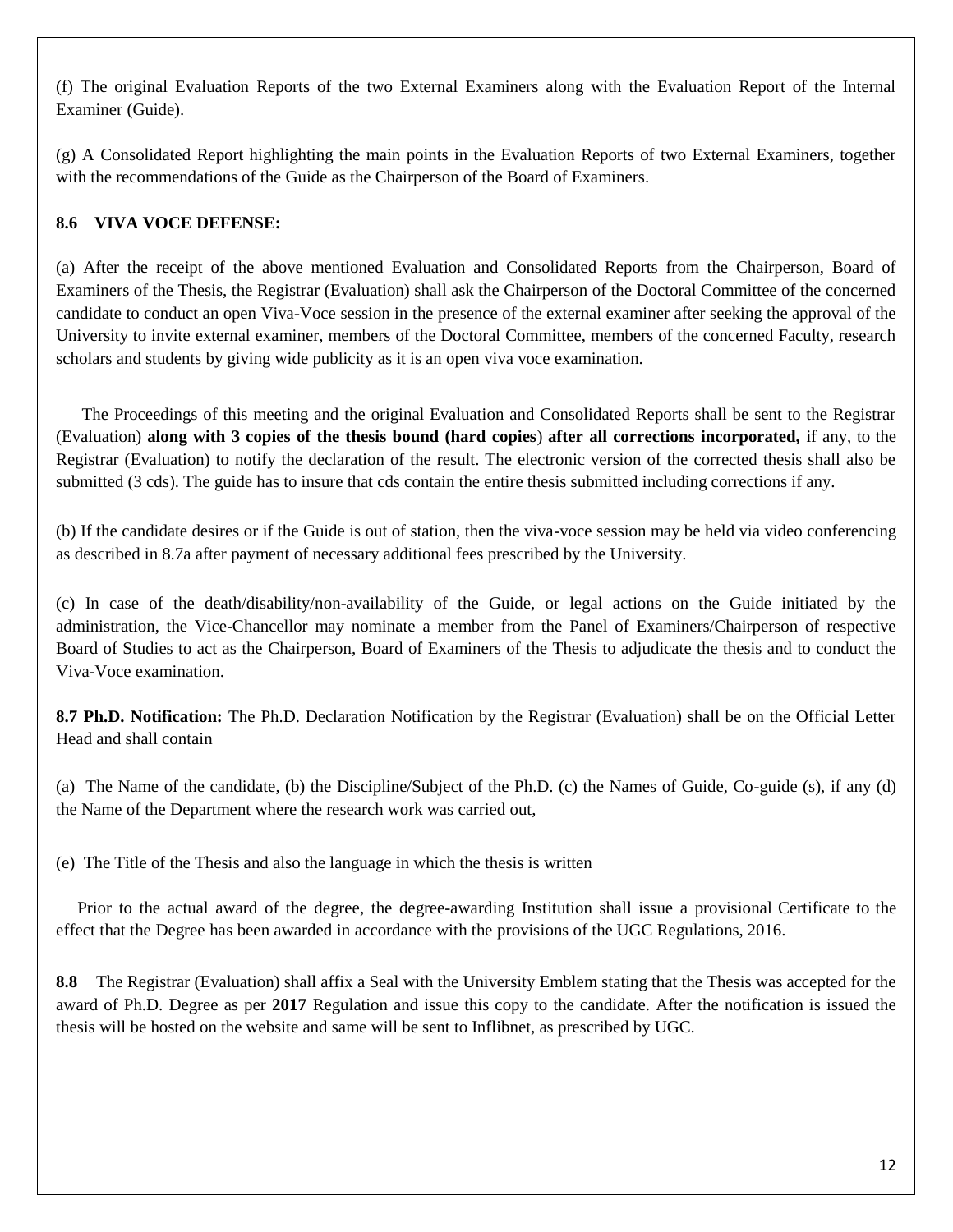(f) The original Evaluation Reports of the two External Examiners along with the Evaluation Report of the Internal Examiner (Guide).

(g) A Consolidated Report highlighting the main points in the Evaluation Reports of two External Examiners, together with the recommendations of the Guide as the Chairperson of the Board of Examiners.

**8.6 VIVA VOCE DEFENSE:**

(a) After the receipt of the above mentioned Evaluation and Consolidated Reports from the Chairperson, Board of Examiners of the Thesis, the Registrar (Evaluation) shall ask the Chairperson of the Doctoral Committee of the concerned candidate to conduct an open Viva-Voce session in the presence of the external examiner after seeking the approval of the University to invite external examiner, members of the Doctoral Committee, members of the concerned Faculty, research scholars and students by giving wide publicity as it is an open viva voce examination.

The Proceedings of this meeting and the original Evaluation and Consolidated Reports shall be sent to the Registrar (Evaluation) **along with 3 copies of the thesis bound (hard copies**) **after all corrections incorporated,** if any, to the Registrar (Evaluation) to notify the declaration of the result. The electronic version of the corrected thesis shall also be submitted (3 cds). The guide has to insure that cds contain the entire thesis submitted including corrections if any.

(b) If the candidate desires or if the Guide is out of station, then the viva-voce session may be held via video conferencing as described in 8.7a after payment of necessary additional fees prescribed by the University.

(c) In case of the death/disability/non-availability of the Guide, or legal actions on the Guide initiated by the administration, the Vice-Chancellor may nominate a member from the Panel of Examiners/Chairperson of respective Board of Studies to act as the Chairperson, Board of Examiners of the Thesis to adjudicate the thesis and to conduct the Viva-Voce examination.

**8.7 Ph.D. Notification:** The Ph.D. Declaration Notification by the Registrar (Evaluation) shall be on the Official Letter Head and shall contain

(a) The Name of the candidate, (b) the Discipline/Subject of the Ph.D. (c) the Names of Guide, Co-guide (s), if any (d) the Name of the Department where the research work was carried out,

(e) The Title of the Thesis and also the language in which the thesis is written

Prior to the actual award of the degree, the degree-awarding Institution shall issue a provisional Certificate to the effect that the Degree has been awarded in accordance with the provisions of the UGC Regulations, 2016.

**8.8** The Registrar (Evaluation) shall affix a Seal with the University Emblem stating that the Thesis was accepted for the award of Ph.D. Degree as per **2017** Regulation and issue this copy to the candidate. After the notification is issued the thesis will be hosted on the website and same will be sent to Inflibnet, as prescribed by UGC.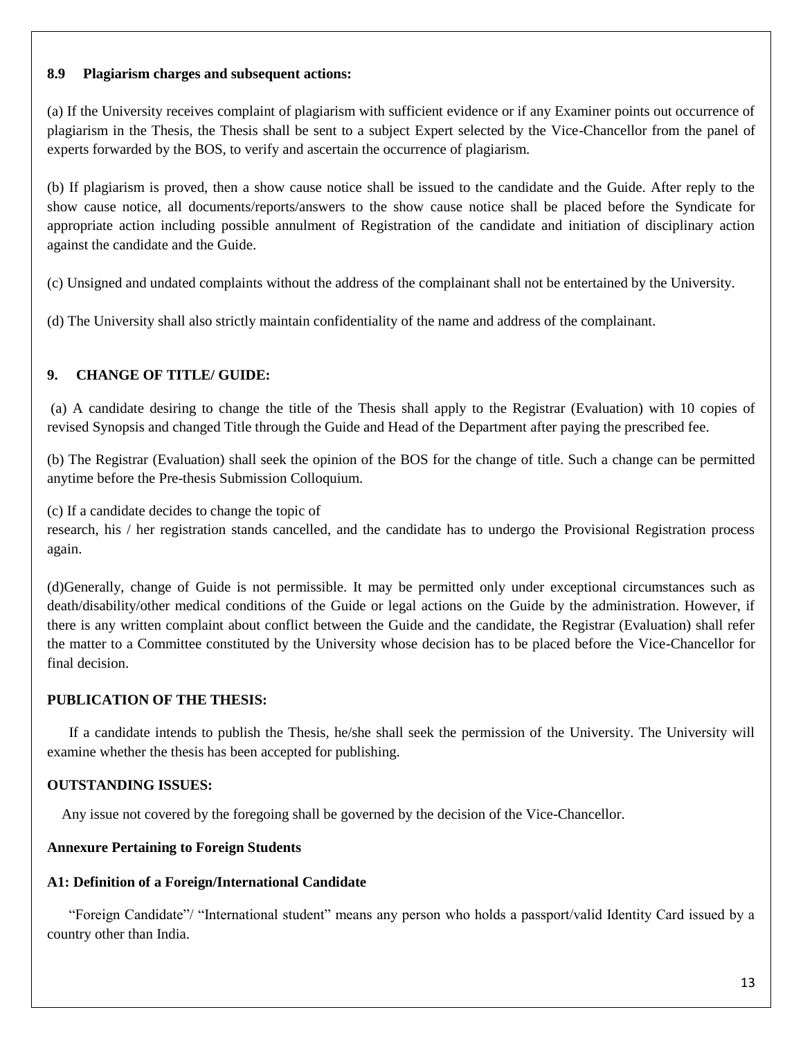### 8.9 Plagiarism charges and subsequent actions:

(a) If the University receives complaint of plagiarism with sufficient evidence or if any Examiner points out occurrence of plagiarism in the Thesis, the Thesis shall be sent to a subject Expert selected by the Vice-Chancellor from the panel of experts forwarded by the BOS, to verify and ascertain the occurrence of plagiarism.

(b) If plagiarism is proved, then a show cause notice shall be issued to the candidate and the Guide. After reply to the show cause notice, all documents/reports/answers to the show cause notice shall be placed before the Syndicate for appropriate action including possible annulment of Registration of the candidate and initiation of disciplinary action against the candidate and the Guide.

(c) Unsigned and undated complaints without the address of the complainant shall not be entertained by the University.

(d) The University shall also strictly maintain confidentiality of the name and address of the complainant.

## 9. CHANGE OF TITLE/ GUIDE:

(a) A candidate desiring to change the title of the Thesis shall apply to the Registrar (Evaluation) with 10 copies of revised Synopsis and changed Title through the Guide and Head of the Department after paying the prescribed fee.

(b) The Registrar (Evaluation) shall seek the opinion of the BOS for the change of title. Such a change can be permitted anytime before the Pre-thesis Submission Colloquium.

(c) If a candidate decides to change the topic of research, his / her registration stands cancelled, and the candidate has to undergo the Provisional Registration process again.

(d)Generally, change of Guide is not permissible. It may be permitted only under exceptional circumstances such as death/disability/other medical conditions of the Guide or legal actions on the Guide by the administration. However, if there is any written complaint about conflict between the Guide and the candidate, the Registrar (Evaluation) shall refer the matter to a Committee constituted by the University whose decision has to be placed before the Vice-Chancellor for final decision.

## PUBLICATION OF THE THESIS:

If a candidate intends to publish the Thesis, he/she shall seek the permission of the University. The University will examine whether the thesis has been accepted for publishing.

## OUTSTANDING ISSUES:

Any issue not covered by the foregoing shall be governed by the decision of the Vice-Chancellor.

## Annexure Pertaining to Foreign Students

### A1: Definition of a Foreign/International Candidate

"Foreign Candidate"/ "International student" means any person who holds a passport/valid Identity Card issued by a country other than India.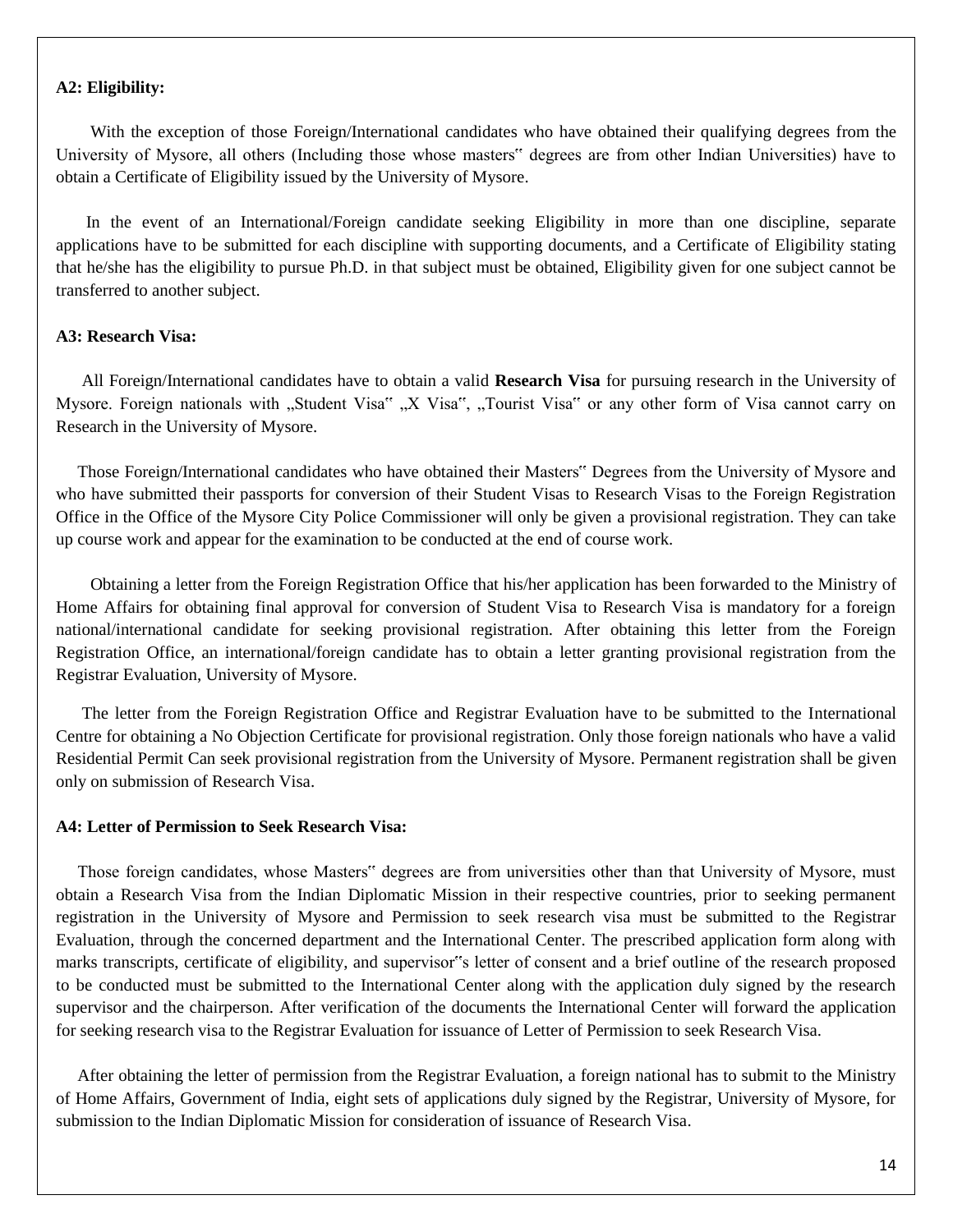**A2: Eligibility:**

With the exception of those Foreign/International candidates who have obtained their qualifying degrees from the University of Mysore, all others (Including those whose masters" degrees are from other Indian Universities) have to obtain a Certificate of Eligibility issued by the University of Mysore.

In the event of an International/Foreign candidate seeking Eligibility in more than one discipline, separate applications have to be submitted for each discipline with supporting documents, and a Certificate of Eligibility stating that he/she has the eligibility to pursue Ph.D. in that subject must be obtained, Eligibility given for one subject cannot be transferred to another subject.

**A3: Research Visa:**

All Foreign/International candidates have to obtain a valid **Research Visa** for pursuing research in the University of Mysore. Foreign nationals with „Student Visa" „X Visa", „Tourist Visa" or any other form of Visa cannot carry on Research in the University of Mysore.

Those Foreign/International candidates who have obtained their Masters" Degrees from the University of Mysore and who have submitted their passports for conversion of their Student Visas to Research Visas to the Foreign Registration Office in the Office of the Mysore City Police Commissioner will only be given a provisional registration. They can take up course work and appear for the examination to be conducted at the end of course work.

Obtaining a letter from the Foreign Registration Office that his/her application has been forwarded to the Ministry of Home Affairs for obtaining final approval for conversion of Student Visa to Research Visa is mandatory for a foreign national/international candidate for seeking provisional registration. After obtaining this letter from the Foreign Registration Office, an international/foreign candidate has to obtain a letter granting provisional registration from the Registrar Evaluation, University of Mysore.

The letter from the Foreign Registration Office and Registrar Evaluation have to be submitted to the International Centre for obtaining a No Objection Certificate for provisional registration. Only those foreign nationals who have a valid Residential Permit Can seek provisional registration from the University of Mysore. Permanent registration shall be given only on submission of Research Visa.

**A4: Letter of Permission to Seek Research Visa:**

Those foreign candidates, whose Masters" degrees are from universities other than that University of Mysore, must obtain a Research Visa from the Indian Diplomatic Mission in their respective countries, prior to seeking permanent registration in the University of Mysore and Permission to seek research visa must be submitted to the Registrar Evaluation, through the concerned department and the International Center. The prescribed application form along with marks transcripts, certificate of eligibility, and supervisor"s letter of consent and a brief outline of the research proposed to be conducted must be submitted to the International Center along with the application duly signed by the research supervisor and the chairperson. After verification of the documents the International Center will forward the application for seeking research visa to the Registrar Evaluation for issuance of Letter of Permission to seek Research Visa.

After obtaining the letter of permission from the Registrar Evaluation, a foreign national has to submit to the Ministry of Home Affairs, Government of India, eight sets of applications duly signed by the Registrar, University of Mysore, for submission to the Indian Diplomatic Mission for consideration of issuance of Research Visa.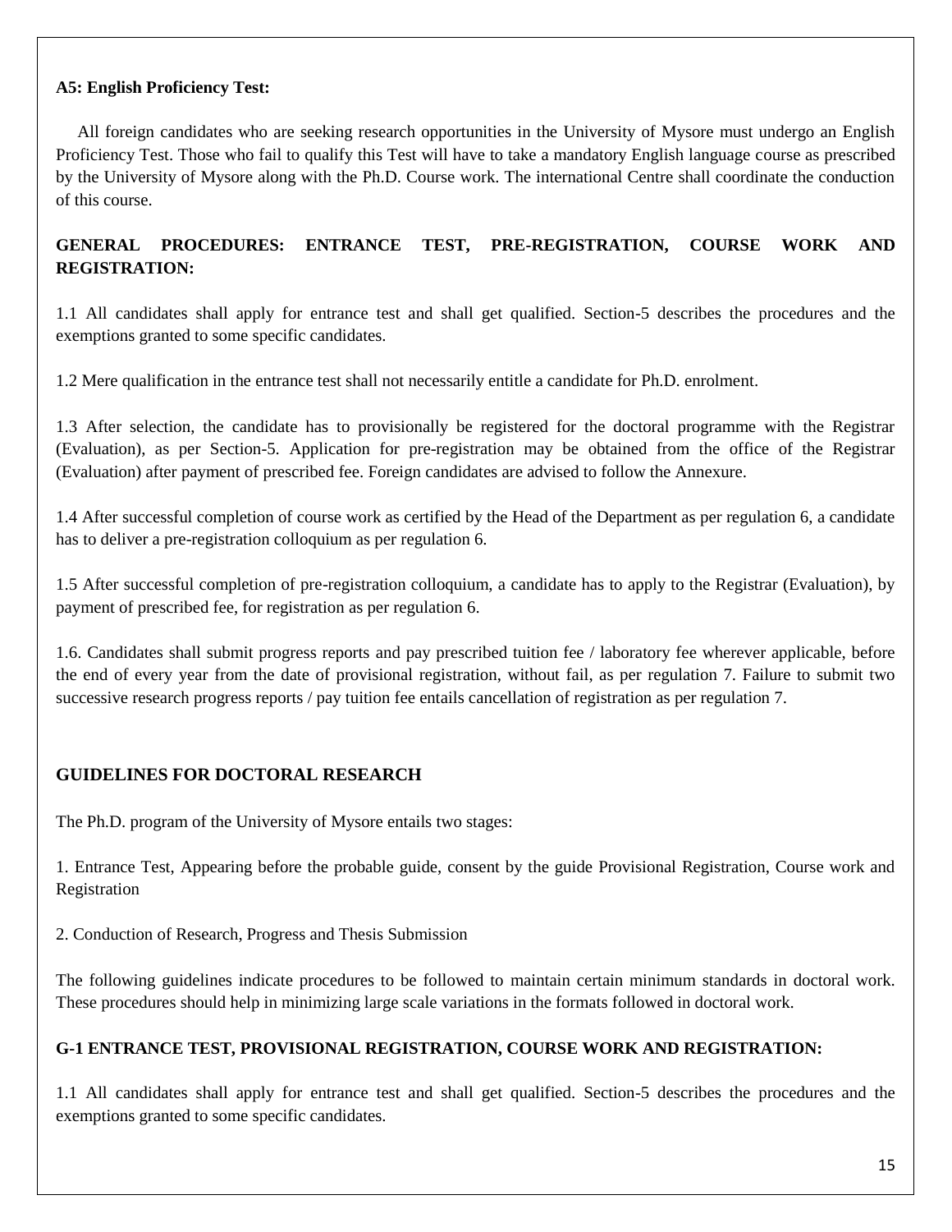**A5: English Proficiency Test:**

All foreign candidates who are seeking research opportunities in the University of Mysore must undergo an English Proficiency Test. Those who fail to qualify this Test will have to take a mandatory English language course as prescribed by the University of Mysore along with the Ph.D. Course work. The international Centre shall coordinate the conduction of this course.

**GENERAL PROCEDURES: ENTRANCE TEST, PRE-REGISTRATION, COURSE WORK AND REGISTRATION:**

1.1 All candidates shall apply for entrance test and shall get qualified. Section-5 describes the procedures and the exemptions granted to some specific candidates.

1.2 Mere qualification in the entrance test shall not necessarily entitle a candidate for Ph.D. enrolment.

1.3 After selection, the candidate has to provisionally be registered for the doctoral programme with the Registrar (Evaluation), as per Section-5. Application for pre-registration may be obtained from the office of the Registrar (Evaluation) after payment of prescribed fee. Foreign candidates are advised to follow the Annexure.

1.4 After successful completion of course work as certified by the Head of the Department as per regulation 6, a candidate has to deliver a pre-registration colloquium as per regulation 6.

1.5 After successful completion of pre-registration colloquium, a candidate has to apply to the Registrar (Evaluation), by payment of prescribed fee, for registration as per regulation 6.

1.6. Candidates shall submit progress reports and pay prescribed tuition fee / laboratory fee wherever applicable, before the end of every year from the date of provisional registration, without fail, as per regulation 7. Failure to submit two successive research progress reports / pay tuition fee entails cancellation of registration as per regulation 7.

**GUIDELINES FOR DOCTORAL RESEARCH**

The Ph.D. program of the University of Mysore entails two stages:

1. Entrance Test, Appearing before the probable guide, consent by the guide Provisional Registration, Course work and Registration

2. Conduction of Research, Progress and Thesis Submission

The following guidelines indicate procedures to be followed to maintain certain minimum standards in doctoral work. These procedures should help in minimizing large scale variations in the formats followed in doctoral work.

**G-1 ENTRANCE TEST, PROVISIONAL REGISTRATION, COURSE WORK AND REGISTRATION:**

1.1 All candidates shall apply for entrance test and shall get qualified. Section-5 describes the procedures and the exemptions granted to some specific candidates.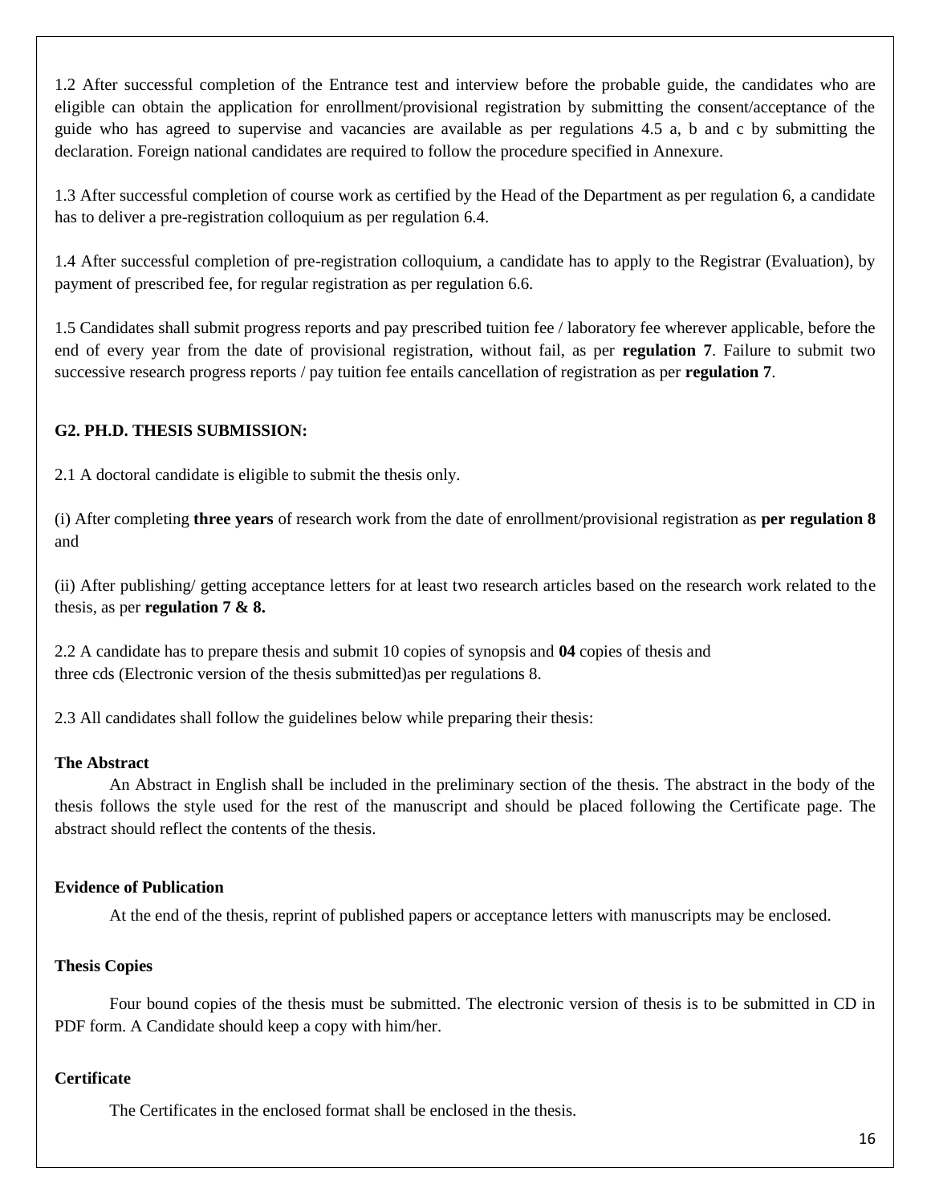1.2 After successful completion of the Entrance test and interview before the probable guide, the candidates who are eligible can obtain the application for enrollment/provisional registration by submitting the consent/acceptance of the guide who has agreed to supervise and vacancies are available as per regulations 4.5 a, b and c by submitting the declaration. Foreign national candidates are required to follow the procedure specified in Annexure.

1.3 After successful completion of course work as certified by the Head of the Department as per regulation 6, a candidate has to deliver a pre-registration colloquium as per regulation 6.4.

1.4 After successful completion of pre-registration colloquium, a candidate has to apply to the Registrar (Evaluation), by payment of prescribed fee, for regular registration as per regulation 6.6.

1.5 Candidates shall submit progress reports and pay prescribed tuition fee / laboratory fee wherever applicable, before the end of every year from the date of provisional registration, without fail, as per **regulation 7**. Failure to submit two successive research progress reports / pay tuition fee entails cancellation of registration as per **regulation 7**.

**G2. PH.D. THESIS SUBMISSION:**

2.1 A doctoral candidate is eligible to submit the thesis only.

(i) After completing **three years** of research work from the date of enrollment/provisional registration as **per regulation 8** and

(ii) After publishing/ getting acceptance letters for at least two research articles based on the research work related to the thesis, as per **regulation 7 & 8.**

2.2 A candidate has to prepare thesis and submit 10 copies of synopsis and **04** copies of thesis and three cds (Electronic version of the thesis submitted)as per regulations 8.

2.3 All candidates shall follow the guidelines below while preparing their thesis:

**The Abstract**

An Abstract in English shall be included in the preliminary section of the thesis. The abstract in the body of the thesis follows the style used for the rest of the manuscript and should be placed following the Certificate page. The abstract should reflect the contents of the thesis.

**Evidence of Publication**

At the end of the thesis, reprint of published papers or acceptance letters with manuscripts may be enclosed.

**Thesis Copies**

Four bound copies of the thesis must be submitted. The electronic version of thesis is to be submitted in CD in PDF form. A Candidate should keep a copy with him/her.

**Certificate**

The Certificates in the enclosed format shall be enclosed in the thesis.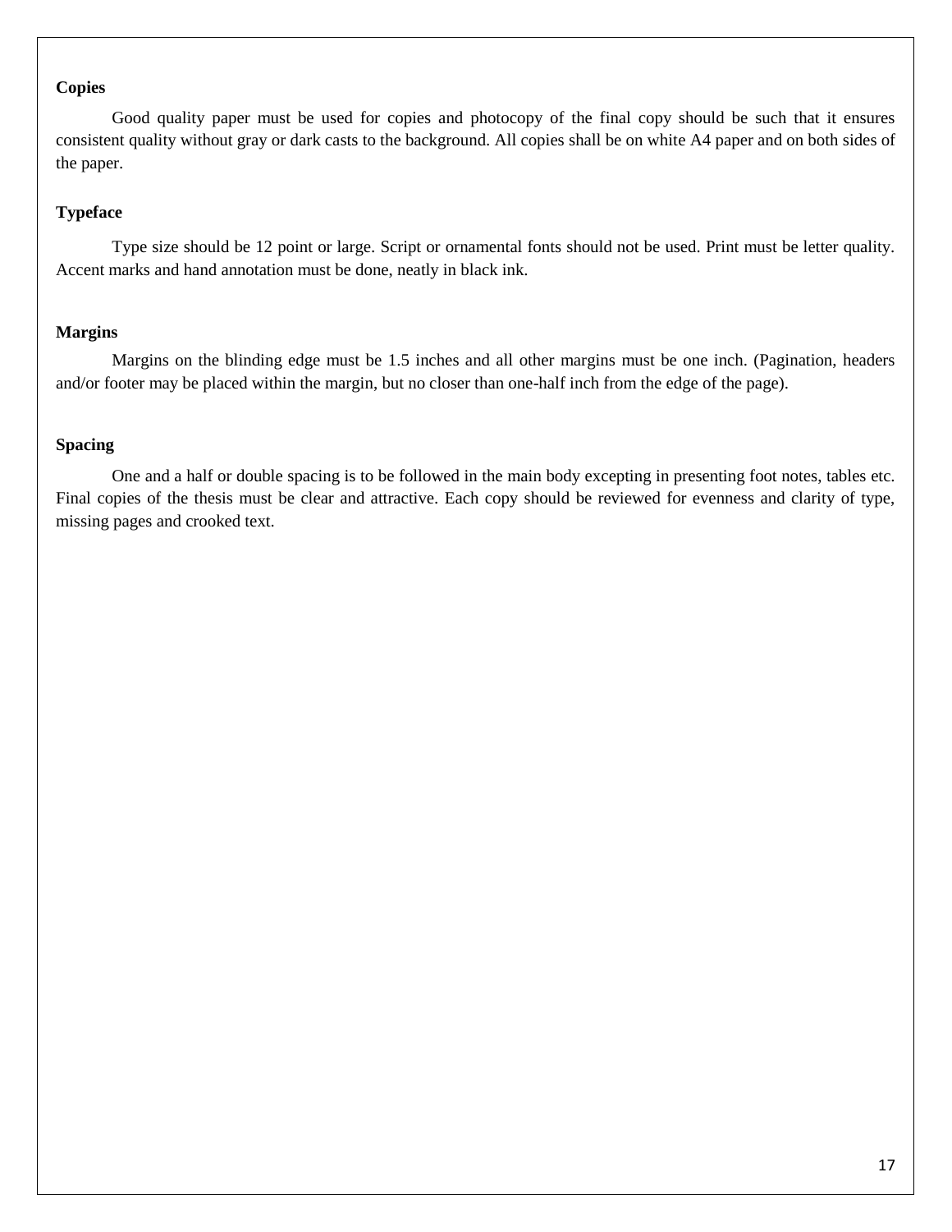**Copies**

Good quality paper must be used for copies and photocopy of the final copy should be such that it ensures consistent quality without gray or dark casts to the background. All copies shall be on white A4 paper and on both sides of the paper.

**Typeface**

Type size should be 12 point or large. Script or ornamental fonts should not be used. Print must be letter quality. Accent marks and hand annotation must be done, neatly in black ink.

**Margins**

Margins on the blinding edge must be 1.5 inches and all other margins must be one inch. (Pagination, headers and/or footer may be placed within the margin, but no closer than one-half inch from the edge of the page).

**Spacing**

One and a half or double spacing is to be followed in the main body excepting in presenting foot notes, tables etc. Final copies of the thesis must be clear and attractive. Each copy should be reviewed for evenness and clarity of type, missing pages and crooked text.